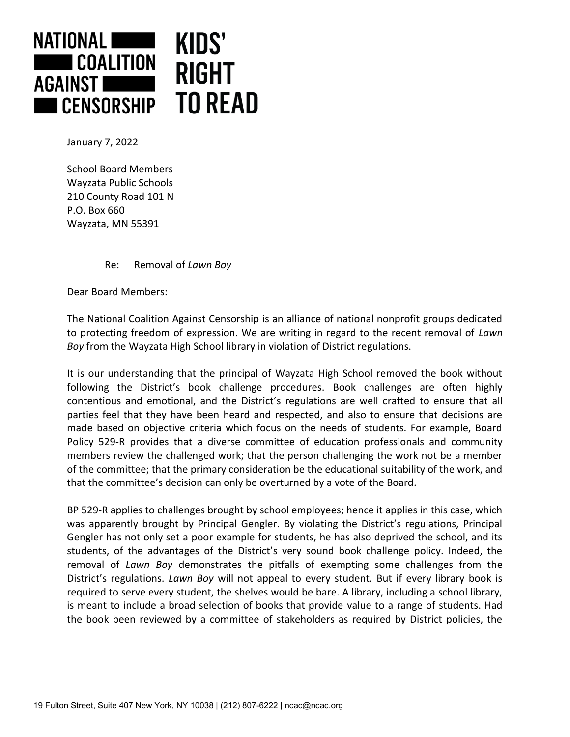NATIONAL COALITION AGAINST CENSORSHIP

KIDS' RIGHT TO READ

January 7, 2022

School Board Members  
Wayzata Public Schools  
210 County Road 101 N  
P.O. Box 660  
Wayzata, MN 55391

Re: Removal of *Lawn Boy*

Dear Board Members:

The National Coalition Against Censorship is an alliance of national nonprofit groups dedicated to protecting freedom of expression. We are writing in regard to the recent removal of *Lawn Boy* from the Wayzata High School library in violation of District regulations.

It is our understanding that the principal of Wayzata High School removed the book without following the District's book challenge procedures. Book challenges are often highly contentious and emotional, and the District's regulations are well crafted to ensure that all parties feel that they have been heard and respected, and also to ensure that decisions are made based on objective criteria which focus on the needs of students. For example, Board Policy 529-R provides that a diverse committee of education professionals and community members review the challenged work; that the person challenging the work not be a member of the committee; that the primary consideration be the educational suitability of the work, and that the committee's decision can only be overturned by a vote of the Board.

BP 529-R applies to challenges brought by school employees; hence it applies in this case, which was apparently brought by Principal Gengler. By violating the District's regulations, Principal Gengler has not only set a poor example for students, he has also deprived the school, and its students, of the advantages of the District's very sound book challenge policy. Indeed, the removal of *Lawn Boy* demonstrates the pitfalls of exempting some challenges from the District's regulations. *Lawn Boy* will not appeal to every student. But if every library book is required to serve every student, the shelves would be bare. A library, including a school library, is meant to include a broad selection of books that provide value to a range of students. Had the book been reviewed by a committee of stakeholders as required by District policies, the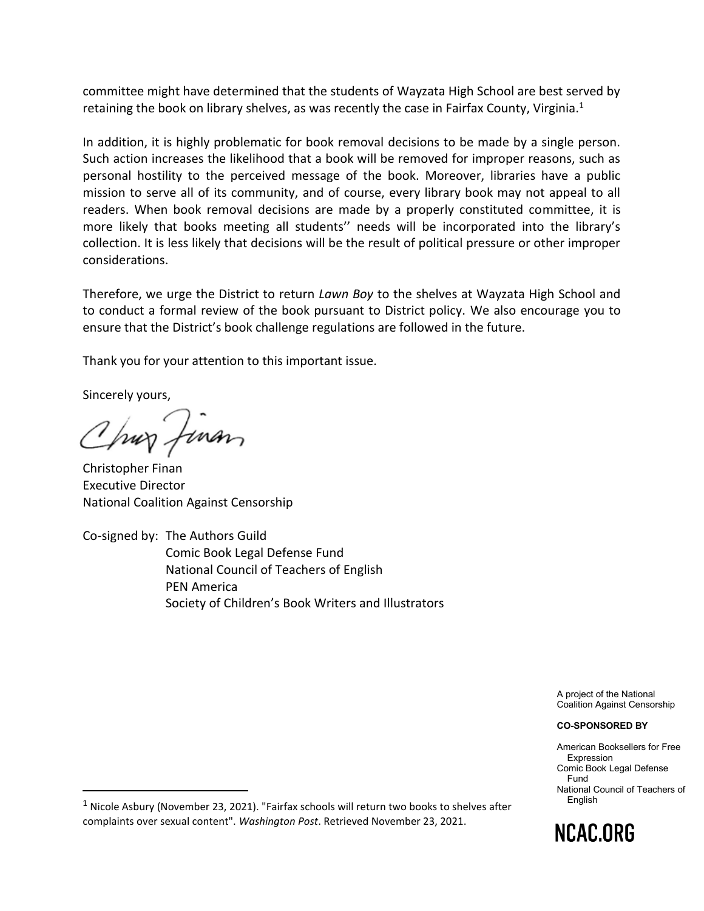committee might have determined that the students of Wayzata High School are best served by retaining the book on library shelves, as was recently the case in Fairfax County, Virginia.[1]

In addition, it is highly problematic for book removal decisions to be made by a single person. Such action increases the likelihood that a book will be removed for improper reasons, such as personal hostility to the perceived message of the book. Moreover, libraries have a public mission to serve all of its community, and of course, every library book may not appeal to all readers. When book removal decisions are made by a properly constituted committee, it is more likely that books meeting all students'' needs will be incorporated into the library's collection. It is less likely that decisions will be the result of political pressure or other improper considerations.

Therefore, we urge the District to return *Lawn Boy* to the shelves at Wayzata High School and to conduct a formal review of the book pursuant to District policy. We also encourage you to ensure that the District's book challenge regulations are followed in the future.

Thank you for your attention to this important issue.

Sincerely yours,

Christopher Finan
Executive Director
National Coalition Against Censorship

Co-signed by: The Authors Guild
Comic Book Legal Defense Fund
National Council of Teachers of English
PEN America
Society of Children's Book Writers and Illustrators

A project of the National Coalition Against Censorship

**CO-SPONSORED BY**

American Booksellers for Free Expression
Comic Book Legal Defense Fund
National Council of Teachers of English

**NCAC.ORG**

---

[1] Nicole Asbury (November 23, 2021). "Fairfax schools will return two books to shelves after complaints over sexual content". *Washington Post*. Retrieved November 23, 2021.